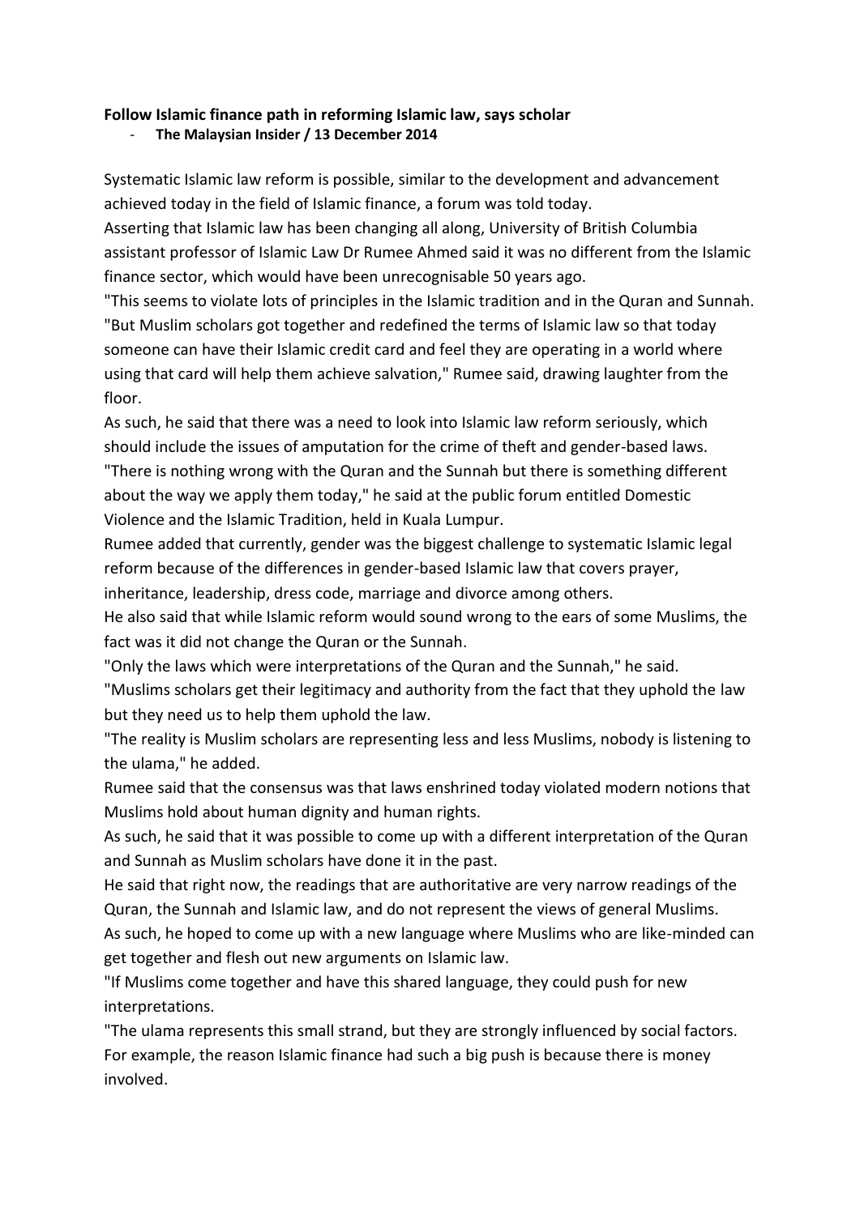**Follow Islamic finance path in reforming Islamic law, says scholar**

- **The Malaysian Insider / 13 December 2014**

Systematic Islamic law reform is possible, similar to the development and advancement achieved today in the field of Islamic finance, a forum was told today.

Asserting that Islamic law has been changing all along, University of British Columbia assistant professor of Islamic Law Dr Rumee Ahmed said it was no different from the Islamic finance sector, which would have been unrecognisable 50 years ago.

"This seems to violate lots of principles in the Islamic tradition and in the Quran and Sunnah.

"But Muslim scholars got together and redefined the terms of Islamic law so that today someone can have their Islamic credit card and feel they are operating in a world where using that card will help them achieve salvation," Rumee said, drawing laughter from the floor.

As such, he said that there was a need to look into Islamic law reform seriously, which should include the issues of amputation for the crime of theft and gender-based laws.

"There is nothing wrong with the Quran and the Sunnah but there is something different about the way we apply them today," he said at the public forum entitled Domestic Violence and the Islamic Tradition, held in Kuala Lumpur.

Rumee added that currently, gender was the biggest challenge to systematic Islamic legal reform because of the differences in gender-based Islamic law that covers prayer, inheritance, leadership, dress code, marriage and divorce among others.

He also said that while Islamic reform would sound wrong to the ears of some Muslims, the fact was it did not change the Quran or the Sunnah.

"Only the laws which were interpretations of the Quran and the Sunnah," he said.

"Muslims scholars get their legitimacy and authority from the fact that they uphold the law but they need us to help them uphold the law.

"The reality is Muslim scholars are representing less and less Muslims, nobody is listening to the ulama," he added.

Rumee said that the consensus was that laws enshrined today violated modern notions that Muslims hold about human dignity and human rights.

As such, he said that it was possible to come up with a different interpretation of the Quran and Sunnah as Muslim scholars have done it in the past.

He said that right now, the readings that are authoritative are very narrow readings of the Quran, the Sunnah and Islamic law, and do not represent the views of general Muslims.

As such, he hoped to come up with a new language where Muslims who are like-minded can get together and flesh out new arguments on Islamic law.

"If Muslims come together and have this shared language, they could push for new interpretations.

"The ulama represents this small strand, but they are strongly influenced by social factors. For example, the reason Islamic finance had such a big push is because there is money involved.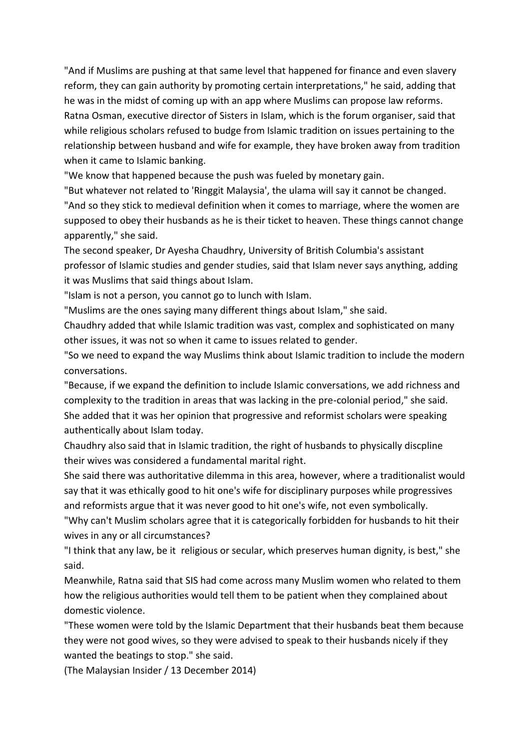"And if Muslims are pushing at that same level that happened for finance and even slavery reform, they can gain authority by promoting certain interpretations," he said, adding that he was in the midst of coming up with an app where Muslims can propose law reforms.

Ratna Osman, executive director of Sisters in Islam, which is the forum organiser, said that while religious scholars refused to budge from Islamic tradition on issues pertaining to the relationship between husband and wife for example, they have broken away from tradition when it came to Islamic banking.

"We know that happened because the push was fueled by monetary gain.

"But whatever not related to 'Ringgit Malaysia', the ulama will say it cannot be changed.

"And so they stick to medieval definition when it comes to marriage, where the women are supposed to obey their husbands as he is their ticket to heaven. These things cannot change apparently," she said.

The second speaker, Dr Ayesha Chaudhry, University of British Columbia's assistant professor of Islamic studies and gender studies, said that Islam never says anything, adding it was Muslims that said things about Islam.

"Islam is not a person, you cannot go to lunch with Islam.

"Muslims are the ones saying many different things about Islam," she said.

Chaudhry added that while Islamic tradition was vast, complex and sophisticated on many other issues, it was not so when it came to issues related to gender.

"So we need to expand the way Muslims think about Islamic tradition to include the modern conversations.

"Because, if we expand the definition to include Islamic conversations, we add richness and complexity to the tradition in areas that was lacking in the pre-colonial period," she said.

She added that it was her opinion that progressive and reformist scholars were speaking authentically about Islam today.

Chaudhry also said that in Islamic tradition, the right of husbands to physically discpline their wives was considered a fundamental marital right.

She said there was authoritative dilemma in this area, however, where a traditionalist would say that it was ethically good to hit one's wife for disciplinary purposes while progressives and reformists argue that it was never good to hit one's wife, not even symbolically.

"Why can't Muslim scholars agree that it is categorically forbidden for husbands to hit their wives in any or all circumstances?

"I think that any law, be it religious or secular, which preserves human dignity, is best," she said.

Meanwhile, Ratna said that SIS had come across many Muslim women who related to them how the religious authorities would tell them to be patient when they complained about domestic violence.

"These women were told by the Islamic Department that their husbands beat them because they were not good wives, so they were advised to speak to their husbands nicely if they wanted the beatings to stop." she said.

(The Malaysian Insider / 13 December 2014)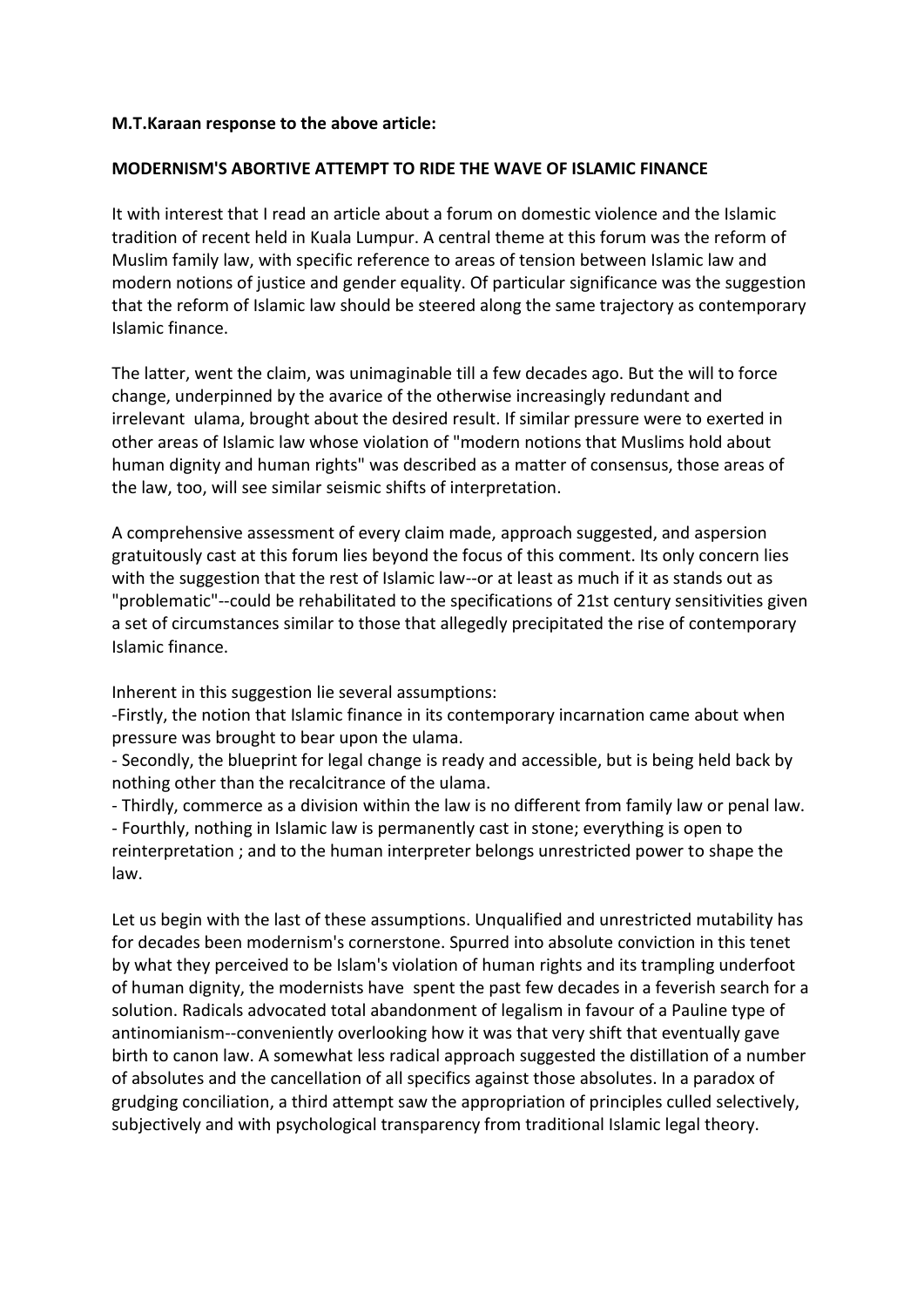**M.T.Karaan response to the above article:**

**MODERNISM'S ABORTIVE ATTEMPT TO RIDE THE WAVE OF ISLAMIC FINANCE**

It with interest that I read an article about a forum on domestic violence and the Islamic tradition of recent held in Kuala Lumpur. A central theme at this forum was the reform of Muslim family law, with specific reference to areas of tension between Islamic law and modern notions of justice and gender equality. Of particular significance was the suggestion that the reform of Islamic law should be steered along the same trajectory as contemporary Islamic finance.

The latter, went the claim, was unimaginable till a few decades ago. But the will to force change, underpinned by the avarice of the otherwise increasingly redundant and irrelevant ulama, brought about the desired result. If similar pressure were to exerted in other areas of Islamic law whose violation of "modern notions that Muslims hold about human dignity and human rights" was described as a matter of consensus, those areas of the law, too, will see similar seismic shifts of interpretation.

A comprehensive assessment of every claim made, approach suggested, and aspersion gratuitously cast at this forum lies beyond the focus of this comment. Its only concern lies with the suggestion that the rest of Islamic law--or at least as much if it as stands out as "problematic"--could be rehabilitated to the specifications of 21st century sensitivities given a set of circumstances similar to those that allegedly precipitated the rise of contemporary Islamic finance.

Inherent in this suggestion lie several assumptions:

-Firstly, the notion that Islamic finance in its contemporary incarnation came about when pressure was brought to bear upon the ulama.

- Secondly, the blueprint for legal change is ready and accessible, but is being held back by nothing other than the recalcitrance of the ulama.

- Thirdly, commerce as a division within the law is no different from family law or penal law.

- Fourthly, nothing in Islamic law is permanently cast in stone; everything is open to reinterpretation ; and to the human interpreter belongs unrestricted power to shape the law.

Let us begin with the last of these assumptions. Unqualified and unrestricted mutability has for decades been modernism's cornerstone. Spurred into absolute conviction in this tenet by what they perceived to be Islam's violation of human rights and its trampling underfoot of human dignity, the modernists have spent the past few decades in a feverish search for a solution. Radicals advocated total abandonment of legalism in favour of a Pauline type of antinomianism--conveniently overlooking how it was that very shift that eventually gave birth to canon law. A somewhat less radical approach suggested the distillation of a number of absolutes and the cancellation of all specifics against those absolutes. In a paradox of grudging conciliation, a third attempt saw the appropriation of principles culled selectively, subjectively and with psychological transparency from traditional Islamic legal theory.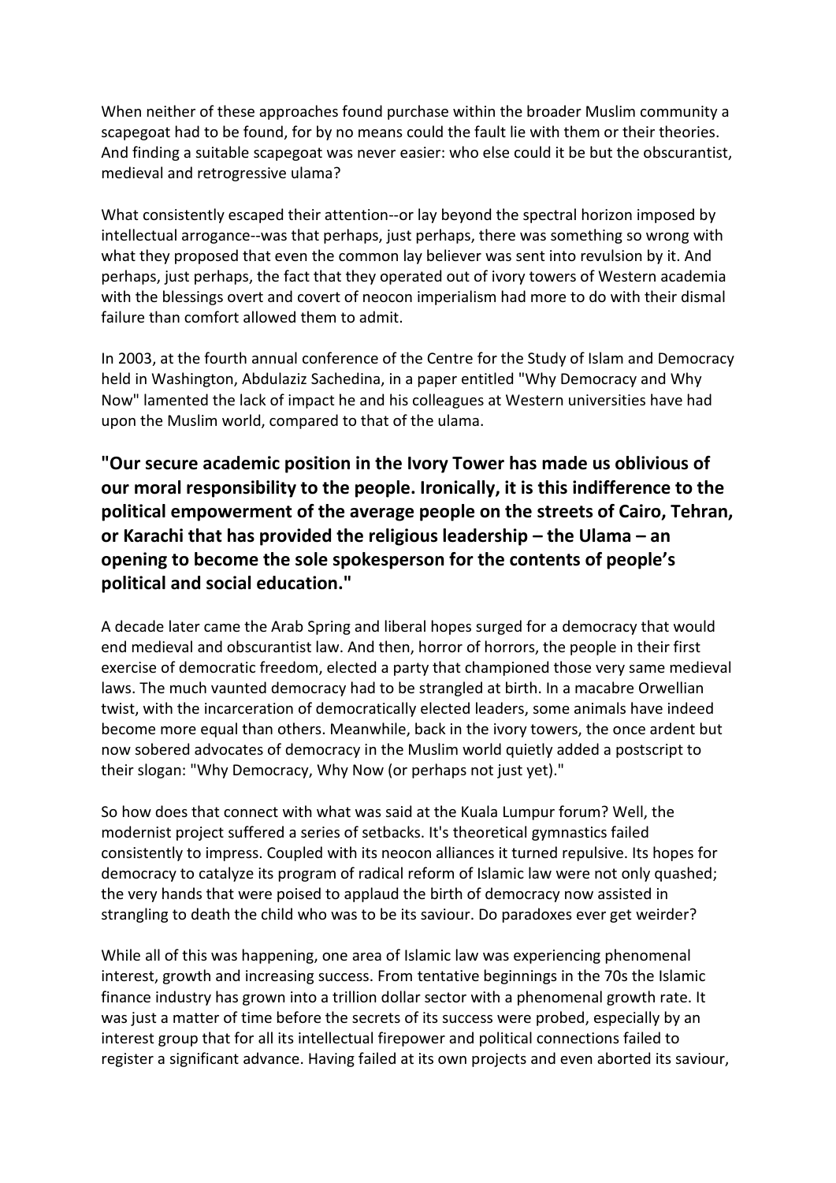When neither of these approaches found purchase within the broader Muslim community a scapegoat had to be found, for by no means could the fault lie with them or their theories. And finding a suitable scapegoat was never easier: who else could it be but the obscurantist, medieval and retrogressive ulama?

What consistently escaped their attention--or lay beyond the spectral horizon imposed by intellectual arrogance--was that perhaps, just perhaps, there was something so wrong with what they proposed that even the common lay believer was sent into revulsion by it. And perhaps, just perhaps, the fact that they operated out of ivory towers of Western academia with the blessings overt and covert of neocon imperialism had more to do with their dismal failure than comfort allowed them to admit.

In 2003, at the fourth annual conference of the Centre for the Study of Islam and Democracy held in Washington, Abdulaziz Sachedina, in a paper entitled "Why Democracy and Why Now" lamented the lack of impact he and his colleagues at Western universities have had upon the Muslim world, compared to that of the ulama.

**"Our secure academic position in the Ivory Tower has made us oblivious of our moral responsibility to the people. Ironically, it is this indifference to the political empowerment of the average people on the streets of Cairo, Tehran, or Karachi that has provided the religious leadership – the Ulama – an opening to become the sole spokesperson for the contents of people's political and social education."**

A decade later came the Arab Spring and liberal hopes surged for a democracy that would end medieval and obscurantist law. And then, horror of horrors, the people in their first exercise of democratic freedom, elected a party that championed those very same medieval laws. The much vaunted democracy had to be strangled at birth. In a macabre Orwellian twist, with the incarceration of democratically elected leaders, some animals have indeed become more equal than others. Meanwhile, back in the ivory towers, the once ardent but now sobered advocates of democracy in the Muslim world quietly added a postscript to their slogan: "Why Democracy, Why Now (or perhaps not just yet)."

So how does that connect with what was said at the Kuala Lumpur forum? Well, the modernist project suffered a series of setbacks. It's theoretical gymnastics failed consistently to impress. Coupled with its neocon alliances it turned repulsive. Its hopes for democracy to catalyze its program of radical reform of Islamic law were not only quashed; the very hands that were poised to applaud the birth of democracy now assisted in strangling to death the child who was to be its saviour. Do paradoxes ever get weirder?

While all of this was happening, one area of Islamic law was experiencing phenomenal interest, growth and increasing success. From tentative beginnings in the 70s the Islamic finance industry has grown into a trillion dollar sector with a phenomenal growth rate. It was just a matter of time before the secrets of its success were probed, especially by an interest group that for all its intellectual firepower and political connections failed to register a significant advance. Having failed at its own projects and even aborted its saviour,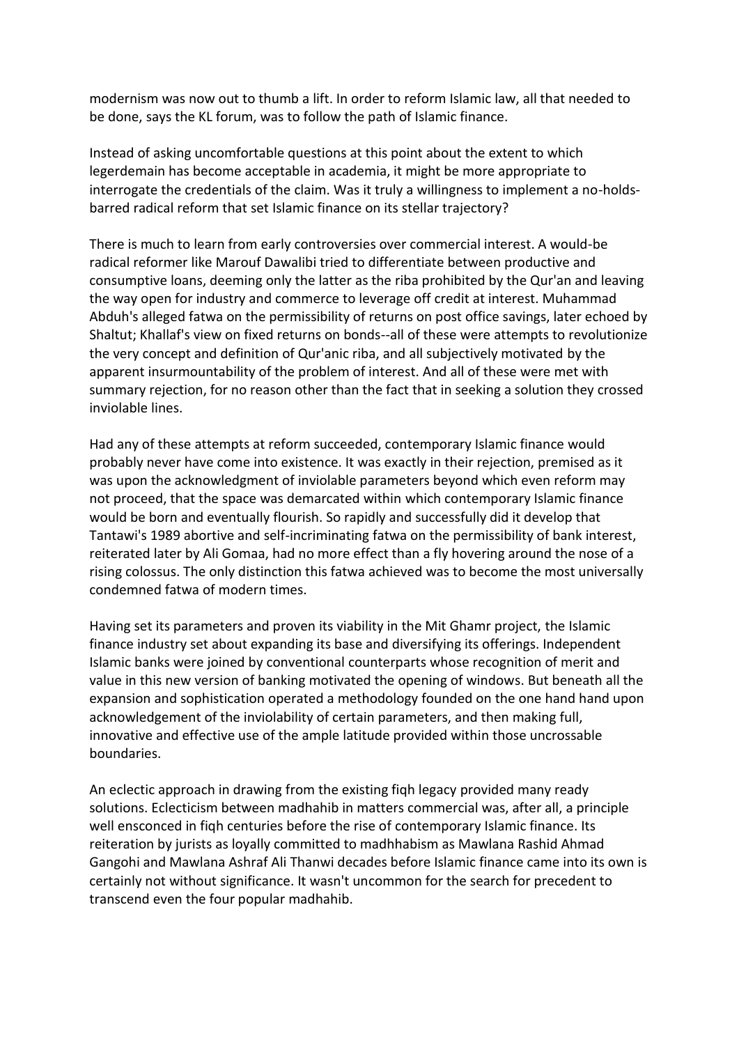modernism was now out to thumb a lift. In order to reform Islamic law, all that needed to be done, says the KL forum, was to follow the path of Islamic finance.

Instead of asking uncomfortable questions at this point about the extent to which legerdemain has become acceptable in academia, it might be more appropriate to interrogate the credentials of the claim. Was it truly a willingness to implement a no-holds-barred radical reform that set Islamic finance on its stellar trajectory?

There is much to learn from early controversies over commercial interest. A would-be radical reformer like Marouf Dawalibi tried to differentiate between productive and consumptive loans, deeming only the latter as the riba prohibited by the Qur'an and leaving the way open for industry and commerce to leverage off credit at interest. Muhammad Abduh's alleged fatwa on the permissibility of returns on post office savings, later echoed by Shaltut; Khallaf's view on fixed returns on bonds--all of these were attempts to revolutionize the very concept and definition of Qur'anic riba, and all subjectively motivated by the apparent insurmountability of the problem of interest. And all of these were met with summary rejection, for no reason other than the fact that in seeking a solution they crossed inviolable lines.

Had any of these attempts at reform succeeded, contemporary Islamic finance would probably never have come into existence. It was exactly in their rejection, premised as it was upon the acknowledgment of inviolable parameters beyond which even reform may not proceed, that the space was demarcated within which contemporary Islamic finance would be born and eventually flourish. So rapidly and successfully did it develop that Tantawi's 1989 abortive and self-incriminating fatwa on the permissibility of bank interest, reiterated later by Ali Gomaa, had no more effect than a fly hovering around the nose of a rising colossus. The only distinction this fatwa achieved was to become the most universally condemned fatwa of modern times.

Having set its parameters and proven its viability in the Mit Ghamr project, the Islamic finance industry set about expanding its base and diversifying its offerings. Independent Islamic banks were joined by conventional counterparts whose recognition of merit and value in this new version of banking motivated the opening of windows. But beneath all the expansion and sophistication operated a methodology founded on the one hand hand upon acknowledgement of the inviolability of certain parameters, and then making full, innovative and effective use of the ample latitude provided within those uncrossable boundaries.

An eclectic approach in drawing from the existing fiqh legacy provided many ready solutions. Eclecticism between madhahib in matters commercial was, after all, a principle well ensconced in fiqh centuries before the rise of contemporary Islamic finance. Its reiteration by jurists as loyally committed to madhhabism as Mawlana Rashid Ahmad Gangohi and Mawlana Ashraf Ali Thanwi decades before Islamic finance came into its own is certainly not without significance. It wasn't uncommon for the search for precedent to transcend even the four popular madhahib.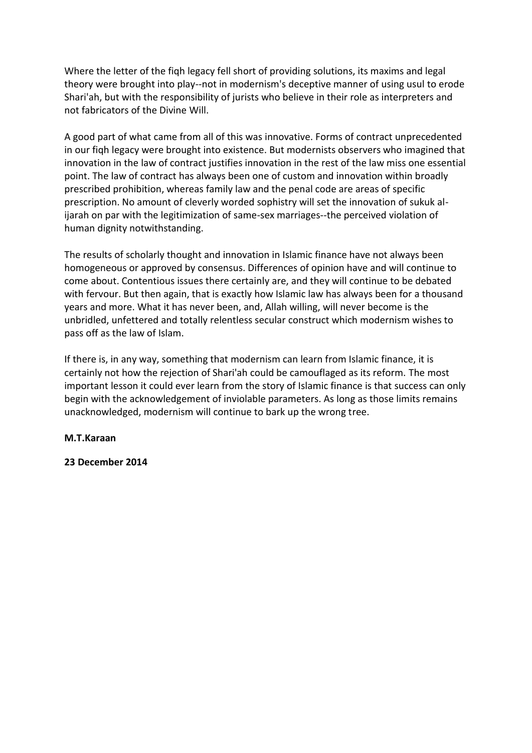Where the letter of the fiqh legacy fell short of providing solutions, its maxims and legal theory were brought into play--not in modernism's deceptive manner of using usul to erode Shari'ah, but with the responsibility of jurists who believe in their role as interpreters and not fabricators of the Divine Will.

A good part of what came from all of this was innovative. Forms of contract unprecedented in our fiqh legacy were brought into existence. But modernists observers who imagined that innovation in the law of contract justifies innovation in the rest of the law miss one essential point. The law of contract has always been one of custom and innovation within broadly prescribed prohibition, whereas family law and the penal code are areas of specific prescription. No amount of cleverly worded sophistry will set the innovation of sukuk al-ijarah on par with the legitimization of same-sex marriages--the perceived violation of human dignity notwithstanding.

The results of scholarly thought and innovation in Islamic finance have not always been homogeneous or approved by consensus. Differences of opinion have and will continue to come about. Contentious issues there certainly are, and they will continue to be debated with fervour. But then again, that is exactly how Islamic law has always been for a thousand years and more. What it has never been, and, Allah willing, will never become is the unbridled, unfettered and totally relentless secular construct which modernism wishes to pass off as the law of Islam.

If there is, in any way, something that modernism can learn from Islamic finance, it is certainly not how the rejection of Shari'ah could be camouflaged as its reform. The most important lesson it could ever learn from the story of Islamic finance is that success can only begin with the acknowledgement of inviolable parameters. As long as those limits remains unacknowledged, modernism will continue to bark up the wrong tree.

**M.T.Karaan**

**23 December 2014**